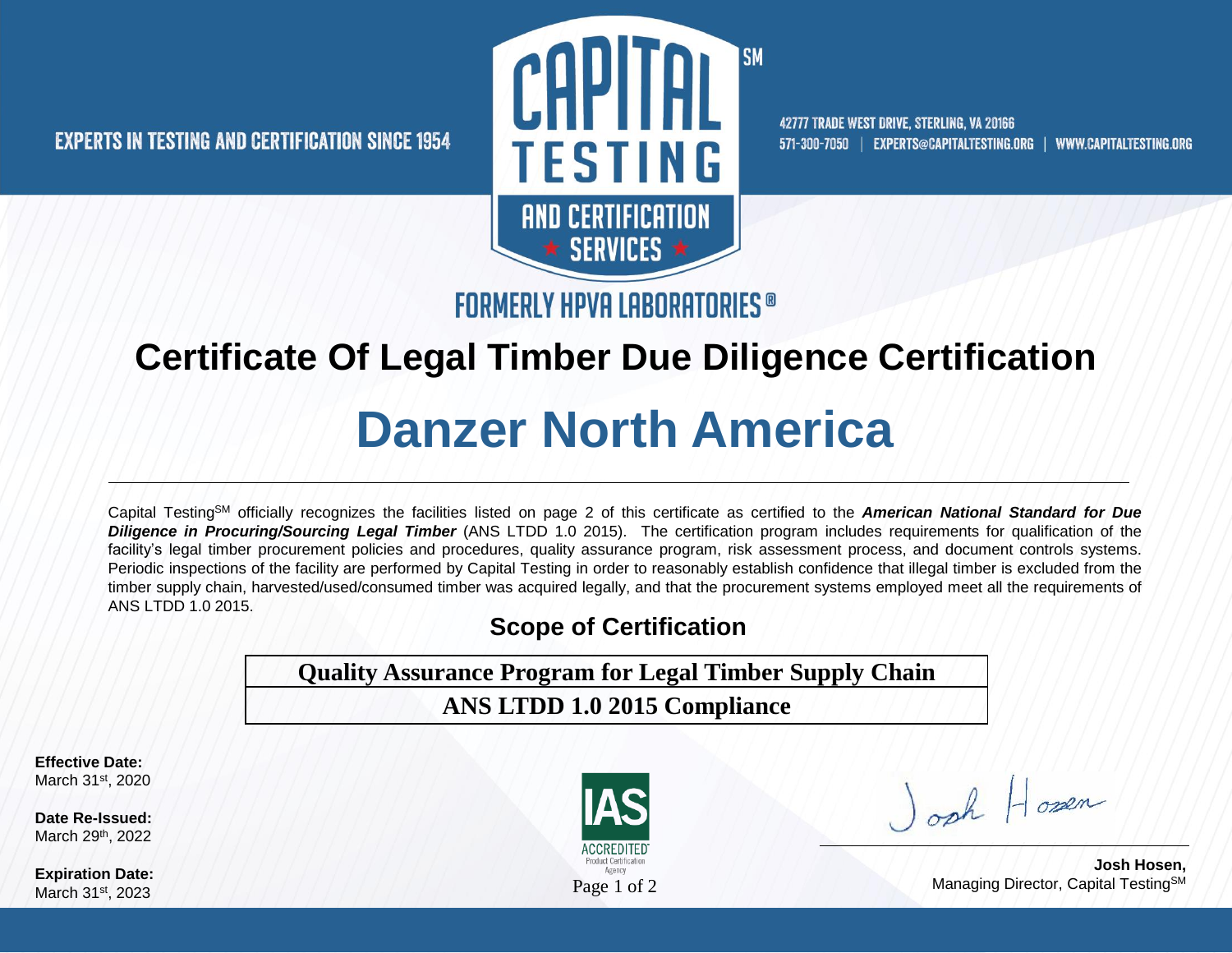EXPERTS IN TESTING AND CERTIFICATION SINCE 1954

**CAPITAL TESTING** SM
**AND CERTIFICATION SERVICES**

42777 TRADE WEST DRIVE, STERLING, VA 20166
571-300-7050 | EXPERTS@CAPITALTESTING.ORG | WWW.CAPITALTESTING.ORG

FORMERLY HPVA LABORATORIES®

# Certificate Of Legal Timber Due Diligence Certification

# Danzer North America

---

Capital Testing SM officially recognizes the facilities listed on page 2 of this certificate as certified to the ***American National Standard for Due Diligence in Procuring/Sourcing Legal Timber*** (ANS LTDD 1.0 2015). The certification program includes requirements for qualification of the facility's legal timber procurement policies and procedures, quality assurance program, risk assessment process, and document controls systems. Periodic inspections of the facility are performed by Capital Testing in order to reasonably establish confidence that illegal timber is excluded from the timber supply chain, harvested/used/consumed timber was acquired legally, and that the procurement systems employed meet all the requirements of ANS LTDD 1.0 2015.

## Scope of Certification

| Quality Assurance Program for Legal Timber Supply Chain |
|---|
| ANS LTDD 1.0 2015 Compliance |

**Effective Date:**
March 31st, 2020

**Date Re-Issued:**
March 29th, 2022

**Expiration Date:**
March 31st, 2023

IAS ACCREDITED Product Certification Agency

Josh Hosen

**Josh Hosen,**
Managing Director, Capital Testing SM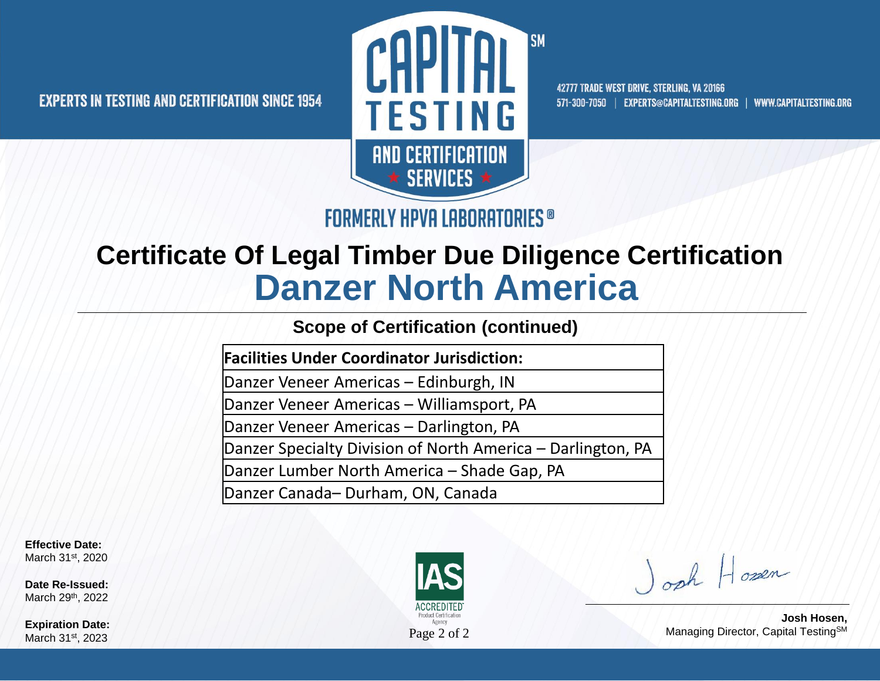EXPERTS IN TESTING AND CERTIFICATION SINCE 1954

CAPITAL TESTING AND CERTIFICATION SERVICES

42777 TRADE WEST DRIVE, STERLING, VA 20166
571-300-7050 | EXPERTS@CAPITALTESTING.ORG | WWW.CAPITALTESTING.ORG

FORMERLY HPVA LABORATORIES®

# Certificate Of Legal Timber Due Diligence Certification

# Danzer North America

## Scope of Certification (continued)

| Facilities Under Coordinator Jurisdiction: |
| --- |
| Danzer Veneer Americas – Edinburgh, IN |
| Danzer Veneer Americas – Williamsport, PA |
| Danzer Veneer Americas – Darlington, PA |
| Danzer Specialty Division of North America – Darlington, PA |
| Danzer Lumber North America – Shade Gap, PA |
| Danzer Canada– Durham, ON, Canada |

**Effective Date:**
March 31st, 2020

**Date Re-Issued:**
March 29th, 2022

**Expiration Date:**
March 31st, 2023

IAS ACCREDITED Product Certification Agency

Josh Hosen

**Josh Hosen,**
Managing Director, Capital Testing℠